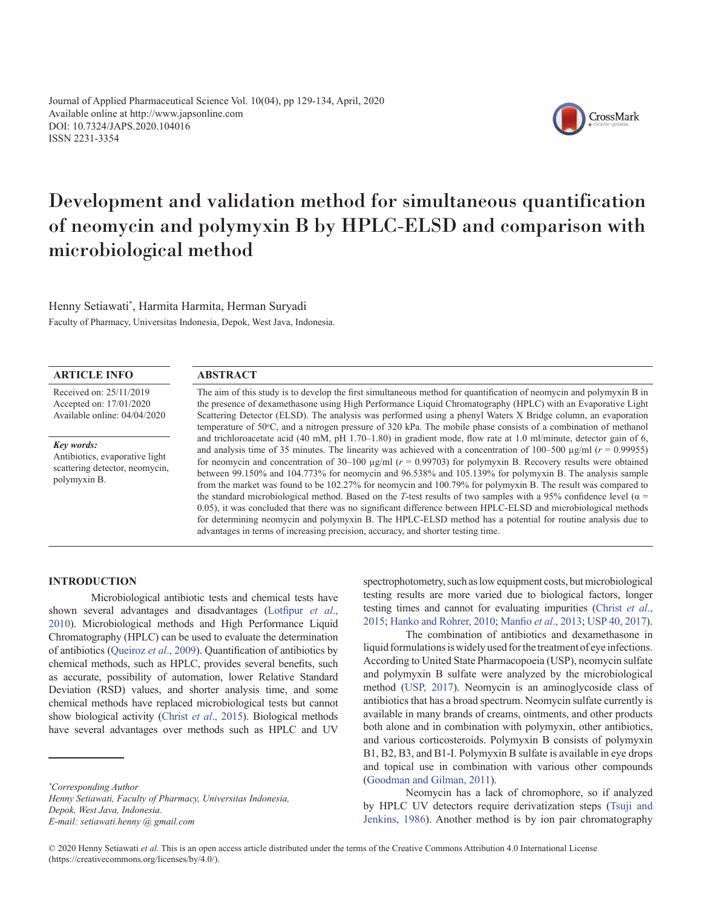# Development and validation method for simultaneous quantification of neomycin and polymyxin B by HPLC-ELSD and comparison with microbiological method

Henny Setiawati[*], Harmita Harmita, Herman Suryadi

Faculty of Pharmacy, Universitas Indonesia, Depok, West Java, Indonesia.

## ARTICLE INFO

Received on: 25/11/2019
Accepted on: 17/01/2020
Available online: 04/04/2020

***Key words:***
Antibiotics, evaporative light scattering detector, neomycin, polymyxin B.

## ABSTRACT

The aim of this study is to develop the first simultaneous method for quantification of neomycin and polymyxin B in the presence of dexamethasone using High Performance Liquid Chromatography (HPLC) with an Evaporative Light Scattering Detector (ELSD). The analysis was performed using a phenyl Waters X Bridge column, an evaporation temperature of 50°C, and a nitrogen pressure of 320 kPa. The mobile phase consists of a combination of methanol and trichloroacetate acid (40 mM, pH 1.70–1.80) in gradient mode, flow rate at 1.0 ml/minute, detector gain of 6, and analysis time of 35 minutes. The linearity was achieved with a concentration of 100–500 µg/ml ($r$ = 0.99955) for neomycin and concentration of 30–100 µg/ml ($r$ = 0.99703) for polymyxin B. Recovery results were obtained between 99.150% and 104.773% for neomycin and 96.538% and 105.139% for polymyxin B. The analysis sample from the market was found to be 102.27% for neomycin and 100.79% for polymyxin B. The result was compared to the standard microbiological method. Based on the $T$-test results of two samples with a 95% confidence level ($\alpha$ = 0.05), it was concluded that there was no significant difference between HPLC-ELSD and microbiological methods for determining neomycin and polymyxin B. The HPLC-ELSD method has a potential for routine analysis due to advantages in terms of increasing precision, accuracy, and shorter testing time.

## INTRODUCTION

Microbiological antibiotic tests and chemical tests have shown several advantages and disadvantages (Lotfipur *et al*., 2010). Microbiological methods and High Performance Liquid Chromatography (HPLC) can be used to evaluate the determination of antibiotics (Queiroz *et al*., 2009). Quantification of antibiotics by chemical methods, such as HPLC, provides several benefits, such as accurate, possibility of automation, lower Relative Standard Deviation (RSD) values, and shorter analysis time, and some chemical methods have replaced microbiological tests but cannot show biological activity (Christ *et al*., 2015). Biological methods have several advantages over methods such as HPLC and UV spectrophotometry, such as low equipment costs, but microbiological testing results are more varied due to biological factors, longer testing times and cannot for evaluating impurities (Christ *et al*., 2015; Hanko and Rohrer, 2010; Manfio *et al*., 2013; USP 40, 2017).

The combination of antibiotics and dexamethasone in liquid formulations is widely used for the treatment of eye infections. According to United State Pharmacopoeia (USP), neomycin sulfate and polymyxin B sulfate were analyzed by the microbiological method (USP, 2017). Neomycin is an aminoglycoside class of antibiotics that has a broad spectrum. Neomycin sulfate currently is available in many brands of creams, ointments, and other products both alone and in combination with polymyxin, other antibiotics, and various corticosteroids. Polymyxin B consists of polymyxin B1, B2, B3, and B1-I. Polymyxin B sulfate is available in eye drops and topical use in combination with various other compounds (Goodman and Gilman, 2011).

Neomycin has a lack of chromophore, so if analyzed by HPLC UV detectors require derivatization steps (Tsuji and Jenkins, 1986). Another method is by ion pair chromatography

---

[*]*Corresponding Author*
*Henny Setiawati, Faculty of Pharmacy, Universitas Indonesia, Depok, West Java, Indonesia.*
*E-mail: setiawati.henny @ gmail.com*

© 2020 Henny Setiawati *et al*. This is an open access article distributed under the terms of the Creative Commons Attribution 4.0 International License (https://creativecommons.org/licenses/by/4.0/).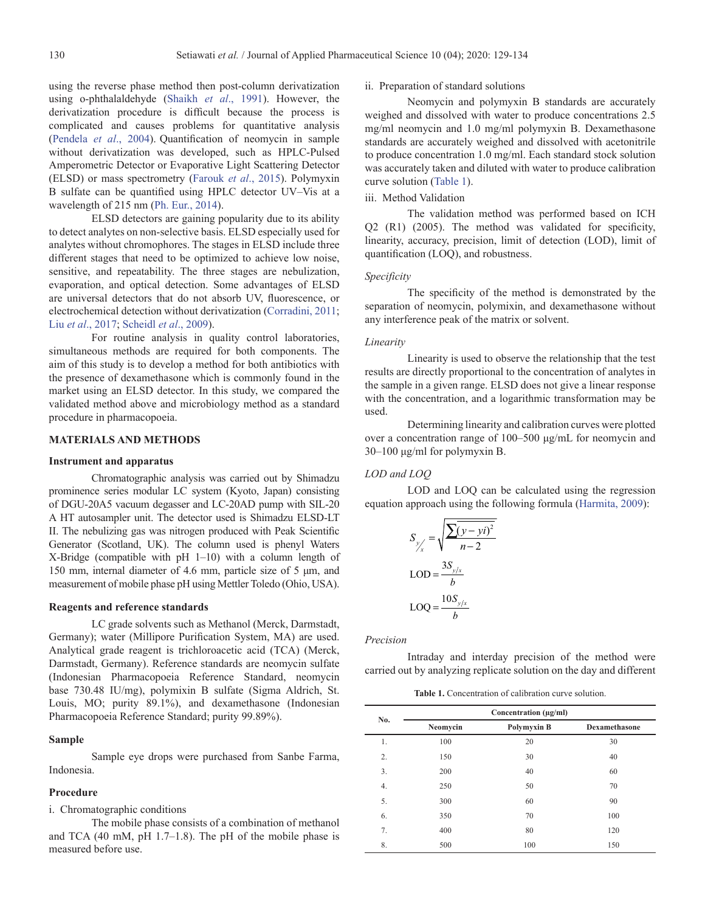using the reverse phase method then post-column derivatization using o-phthalaldehyde (Shaikh *et al*., 1991). However, the derivatization procedure is difficult because the process is complicated and causes problems for quantitative analysis (Pendela *et al*., 2004). Quantification of neomycin in sample without derivatization was developed, such as HPLC-Pulsed Amperometric Detector or Evaporative Light Scattering Detector (ELSD) or mass spectrometry (Farouk *et al*., 2015). Polymyxin B sulfate can be quantified using HPLC detector UV–Vis at a wavelength of 215 nm (Ph. Eur., 2014).

ELSD detectors are gaining popularity due to its ability to detect analytes on non-selective basis. ELSD especially used for analytes without chromophores. The stages in ELSD include three different stages that need to be optimized to achieve low noise, sensitive, and repeatability. The three stages are nebulization, evaporation, and optical detection. Some advantages of ELSD are universal detectors that do not absorb UV, fluorescence, or electrochemical detection without derivatization (Corradini, 2011; Liu *et al*., 2017; Scheidl *et al*., 2009).

For routine analysis in quality control laboratories, simultaneous methods are required for both components. The aim of this study is to develop a method for both antibiotics with the presence of dexamethasone which is commonly found in the market using an ELSD detector. In this study, we compared the validated method above and microbiology method as a standard procedure in pharmacopoeia.

## MATERIALS AND METHODS

### Instrument and apparatus

Chromatographic analysis was carried out by Shimadzu prominence series modular LC system (Kyoto, Japan) consisting of DGU-20A5 vacuum degasser and LC-20AD pump with SIL-20 A HT autosampler unit. The detector used is Shimadzu ELSD-LT II. The nebulizing gas was nitrogen produced with Peak Scientific Generator (Scotland, UK). The column used is phenyl Waters X-Bridge (compatible with pH 1–10) with a column length of 150 mm, internal diameter of 4.6 mm, particle size of 5 μm, and measurement of mobile phase pH using Mettler Toledo (Ohio, USA).

### Reagents and reference standards

LC grade solvents such as Methanol (Merck, Darmstadt, Germany); water (Millipore Purification System, MA) are used. Analytical grade reagent is trichloroacetic acid (TCA) (Merck, Darmstadt, Germany). Reference standards are neomycin sulfate (Indonesian Pharmacopoeia Reference Standard, neomycin base 730.48 IU/mg), polymixin B sulfate (Sigma Aldrich, St. Louis, MO; purity 89.1%), and dexamethasone (Indonesian Pharmacopoeia Reference Standard; purity 99.89%).

### Sample

Sample eye drops were purchased from Sanbe Farma, Indonesia.

### Procedure

i. Chromatographic conditions

The mobile phase consists of a combination of methanol and TCA (40 mM, pH 1.7–1.8). The pH of the mobile phase is measured before use.

ii. Preparation of standard solutions

Neomycin and polymyxin B standards are accurately weighed and dissolved with water to produce concentrations 2.5 mg/ml neomycin and 1.0 mg/ml polymyxin B. Dexamethasone standards are accurately weighed and dissolved with acetonitrile to produce concentration 1.0 mg/ml. Each standard stock solution was accurately taken and diluted with water to produce calibration curve solution (Table 1).

iii. Method Validation

The validation method was performed based on ICH Q2 (R1) (2005). The method was validated for specificity, linearity, accuracy, precision, limit of detection (LOD), limit of quantification (LOQ), and robustness.

*Specificity*

The specificity of the method is demonstrated by the separation of neomycin, polymixin, and dexamethasone without any interference peak of the matrix or solvent.

*Linearity*

Linearity is used to observe the relationship that the test results are directly proportional to the concentration of analytes in the sample in a given range. ELSD does not give a linear response with the concentration, and a logarithmic transformation may be used.

Determining linearity and calibration curves were plotted over a concentration range of 100–500 μg/mL for neomycin and 30–100 μg/ml for polymyxin B.

*LOD and LOQ*

LOD and LOQ can be calculated using the regression equation approach using the following formula (Harmita, 2009):

$$S_{y/x} = \sqrt{\frac{\sum (y - yi)^2}{n-2}}$$

$$\text{LOD} = \frac{3S_{y/x}}{b}$$

$$\text{LOQ} = \frac{10S_{y/x}}{b}$$

*Precision*

Intraday and interday precision of the method were carried out by analyzing replicate solution on the day and different

**Table 1.** Concentration of calibration curve solution.

| No. | Concentration (μg/ml) | | |
|---|---|---|---|
| | Neomycin | Polymyxin B | Dexamethasone |
| 1. | 100 | 20 | 30 |
| 2. | 150 | 30 | 40 |
| 3. | 200 | 40 | 60 |
| 4. | 250 | 50 | 70 |
| 5. | 300 | 60 | 90 |
| 6. | 350 | 70 | 100 |
| 7. | 400 | 80 | 120 |
| 8. | 500 | 100 | 150 |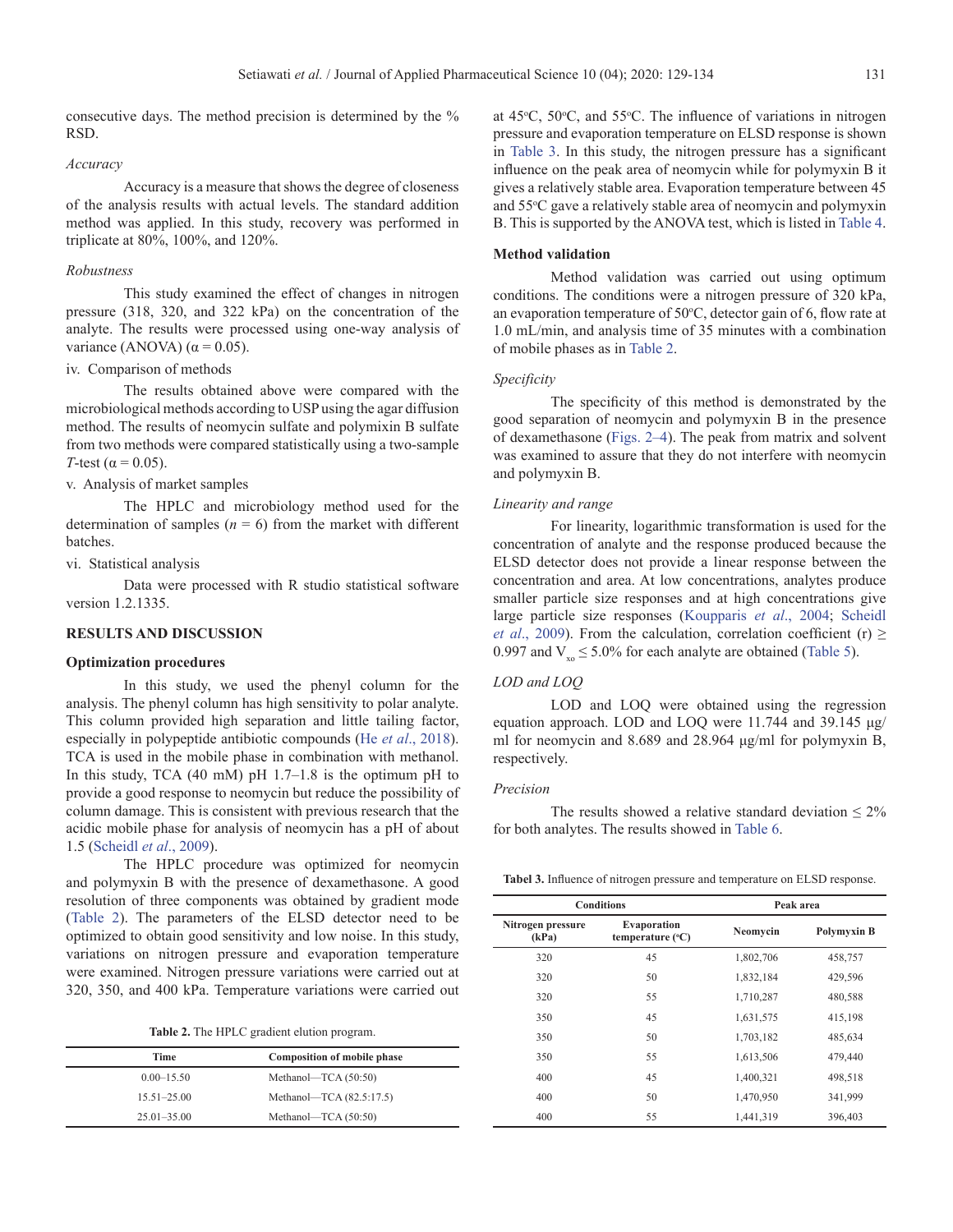consecutive days. The method precision is determined by the % RSD.

*Accuracy*

Accuracy is a measure that shows the degree of closeness of the analysis results with actual levels. The standard addition method was applied. In this study, recovery was performed in triplicate at 80%, 100%, and 120%.

*Robustness*

This study examined the effect of changes in nitrogen pressure (318, 320, and 322 kPa) on the concentration of the analyte. The results were processed using one-way analysis of variance (ANOVA) ($\alpha = 0.05$).

iv. Comparison of methods

The results obtained above were compared with the microbiological methods according to USP using the agar diffusion method. The results of neomycin sulfate and polymixin B sulfate from two methods were compared statistically using a two-sample *T*-test ($\alpha = 0.05$).

v. Analysis of market samples

The HPLC and microbiology method used for the determination of samples ($n = 6$) from the market with different batches.

vi. Statistical analysis

Data were processed with R studio statistical software version 1.2.1335.

## RESULTS AND DISCUSSION

### Optimization procedures

In this study, we used the phenyl column for the analysis. The phenyl column has high sensitivity to polar analyte. This column provided high separation and little tailing factor, especially in polypeptide antibiotic compounds (He *et al*., 2018). TCA is used in the mobile phase in combination with methanol. In this study, TCA (40 mM) pH 1.7–1.8 is the optimum pH to provide a good response to neomycin but reduce the possibility of column damage. This is consistent with previous research that the acidic mobile phase for analysis of neomycin has a pH of about 1.5 (Scheidl *et al*., 2009).

The HPLC procedure was optimized for neomycin and polymyxin B with the presence of dexamethasone. A good resolution of three components was obtained by gradient mode (Table 2). The parameters of the ELSD detector need to be optimized to obtain good sensitivity and low noise. In this study, variations on nitrogen pressure and evaporation temperature were examined. Nitrogen pressure variations were carried out at 320, 350, and 400 kPa. Temperature variations were carried out at 45°C, 50°C, and 55°C. The influence of variations in nitrogen pressure and evaporation temperature on ELSD response is shown in Table 3. In this study, the nitrogen pressure has a significant influence on the peak area of neomycin while for polymyxin B it gives a relatively stable area. Evaporation temperature between 45 and 55°C gave a relatively stable area of neomycin and polymyxin B. This is supported by the ANOVA test, which is listed in Table 4.

**Table 2.** The HPLC gradient elution program.

| Time | Composition of mobile phase |
|---|---|
| 0.00–15.50 | Methanol—TCA (50:50) |
| 15.51–25.00 | Methanol—TCA (82.5:17.5) |
| 25.01–35.00 | Methanol—TCA (50:50) |

### Method validation

Method validation was carried out using optimum conditions. The conditions were a nitrogen pressure of 320 kPa, an evaporation temperature of 50°C, detector gain of 6, flow rate at 1.0 mL/min, and analysis time of 35 minutes with a combination of mobile phases as in Table 2.

*Specificity*

The specificity of this method is demonstrated by the good separation of neomycin and polymyxin B in the presence of dexamethasone (Figs. 2–4). The peak from matrix and solvent was examined to assure that they do not interfere with neomycin and polymyxin B.

*Linearity and range*

For linearity, logarithmic transformation is used for the concentration of analyte and the response produced because the ELSD detector does not provide a linear response between the concentration and area. At low concentrations, analytes produce smaller particle size responses and at high concentrations give large particle size responses (Koupparis *et al*., 2004; Scheidl *et al*., 2009). From the calculation, correlation coefficient (r) $\geq$ 0.997 and $V_{xo} \leq 5.0\%$ for each analyte are obtained (Table 5).

*LOD and LOQ*

LOD and LOQ were obtained using the regression equation approach. LOD and LOQ were 11.744 and 39.145 µg/ml for neomycin and 8.689 and 28.964 µg/ml for polymyxin B, respectively.

*Precision*

The results showed a relative standard deviation $\leq$ 2% for both analytes. The results showed in Table 6.

**Tabel 3.** Influence of nitrogen pressure and temperature on ELSD response.

| Conditions | | Peak area | |
|---|---|---|---|
| Nitrogen pressure (kPa) | Evaporation temperature (°C) | Neomycin | Polymyxin B |
| 320 | 45 | 1,802,706 | 458,757 |
| 320 | 50 | 1,832,184 | 429,596 |
| 320 | 55 | 1,710,287 | 480,588 |
| 350 | 45 | 1,631,575 | 415,198 |
| 350 | 50 | 1,703,182 | 485,634 |
| 350 | 55 | 1,613,506 | 479,440 |
| 400 | 45 | 1,400,321 | 498,518 |
| 400 | 50 | 1,470,950 | 341,999 |
| 400 | 55 | 1,441,319 | 396,403 |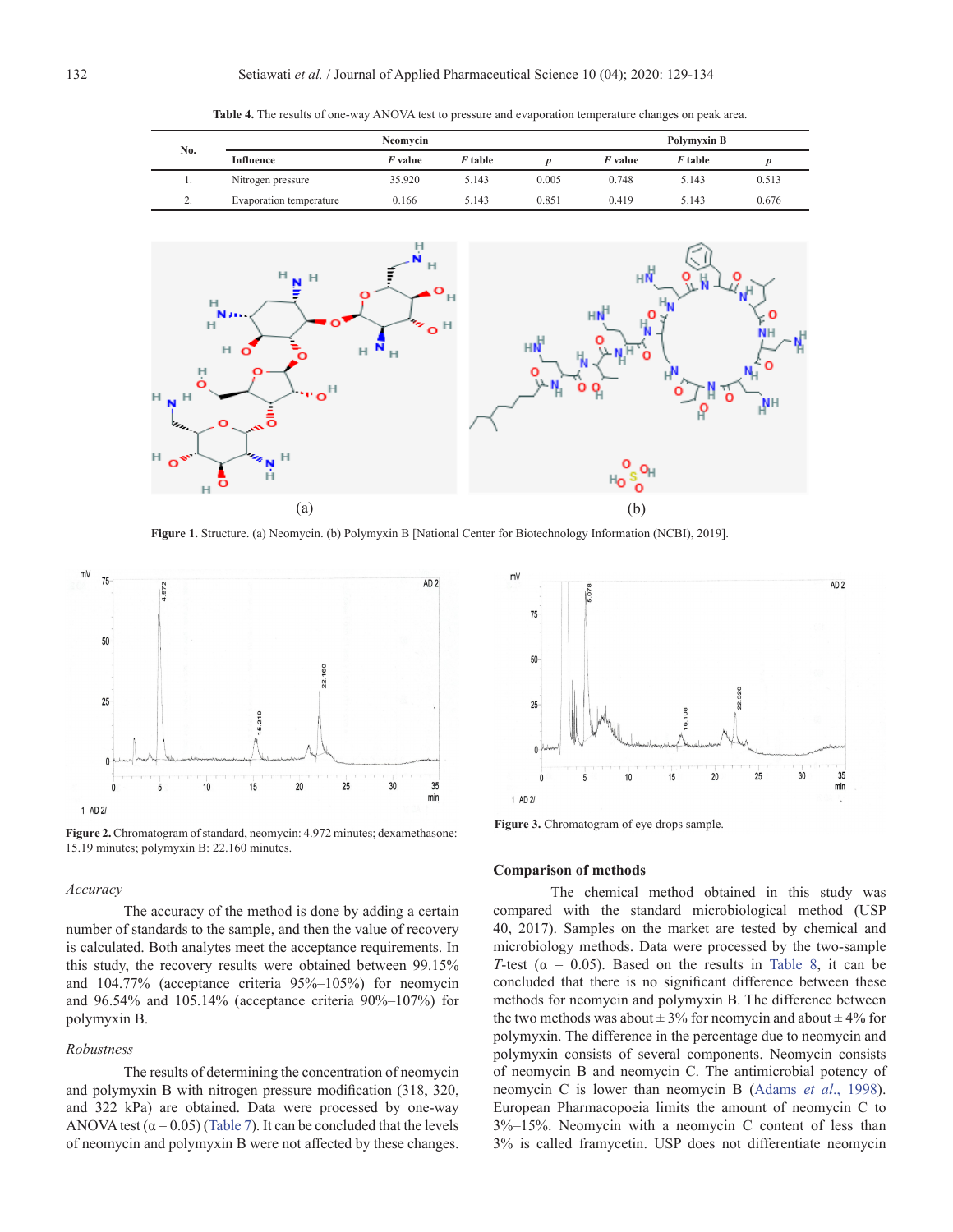**Table 4.** The results of one-way ANOVA test to pressure and evaporation temperature changes on peak area.

| No. | | Neomycin | | | Polymyxin B | | |
|---|---|---|---|---|---|---|---|
| | Influence | *F* value | *F* table | *p* | *F* value | *F* table | *p* |
| 1. | Nitrogen pressure | 35.920 | 5.143 | 0.005 | 0.748 | 5.143 | 0.513 |
| 2. | Evaporation temperature | 0.166 | 5.143 | 0.851 | 0.419 | 5.143 | 0.676 |

(a) (b)

**Figure 1.** Structure. (a) Neomycin. (b) Polymyxin B [National Center for Biotechnology Information (NCBI), 2019].

**Figure 2.** Chromatogram of standard, neomycin: 4.972 minutes; dexamethasone: 15.19 minutes; polymyxin B: 22.160 minutes.

**Figure 3.** Chromatogram of eye drops sample.

### Accuracy

The accuracy of the method is done by adding a certain number of standards to the sample, and then the value of recovery is calculated. Both analytes meet the acceptance requirements. In this study, the recovery results were obtained between 99.15% and 104.77% (acceptance criteria 95%–105%) for neomycin and 96.54% and 105.14% (acceptance criteria 90%–107%) for polymyxin B.

### Robustness

The results of determining the concentration of neomycin and polymyxin B with nitrogen pressure modification (318, 320, and 322 kPa) are obtained. Data were processed by one-way ANOVA test ($\alpha = 0.05$) (Table 7). It can be concluded that the levels of neomycin and polymyxin B were not affected by these changes.

## Comparison of methods

The chemical method obtained in this study was compared with the standard microbiological method (USP 40, 2017). Samples on the market are tested by chemical and microbiology methods. Data were processed by the two-sample *T*-test ($\alpha = 0.05$). Based on the results in Table 8, it can be concluded that there is no significant difference between these methods for neomycin and polymyxin B. The difference between the two methods was about ± 3% for neomycin and about ± 4% for polymyxin. The difference in the percentage due to neomycin and polymyxin consists of several components. Neomycin consists of neomycin B and neomycin C. The antimicrobial potency of neomycin C is lower than neomycin B (Adams *et al.*, 1998). European Pharmacopoeia limits the amount of neomycin C to 3%–15%. Neomycin with a neomycin C content of less than 3% is called framycetin. USP does not differentiate neomycin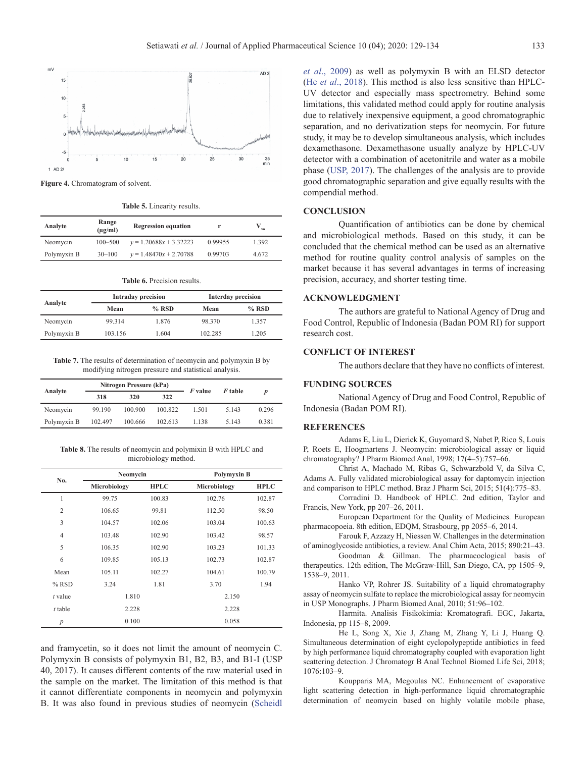Figure 4. Chromatogram of solvent.

**Table 5.** Linearity results.

| Analyte | Range (μg/ml) | Regression equation | r | $V_{xo}$ |
|---|---|---|---|---|
| Neomycin | 100–500 | $y = 1.20688x + 3.32223$ | 0.99955 | 1.392 |
| Polymyxin B | 30–100 | $y = 1.48470x + 2.70788$ | 0.99703 | 4.672 |

**Table 6.** Precision results.

| Analyte | Intraday precision | | Interday precision | |
|---|---|---|---|---|
| | Mean | % RSD | Mean | % RSD |
| Neomycin | 99.314 | 1.876 | 98.370 | 1.357 |
| Polymyxin B | 103.156 | 1.604 | 102.285 | 1.205 |

**Table 7.** The results of determination of neomycin and polymyxin B by modifying nitrogen pressure and statistical analysis.

| Analyte | Nitrogen Pressure (kPa) | | | *F* value | *F* table | *p* |
|---|---|---|---|---|---|---|
| | 318 | 320 | 322 | | | |
| Neomycin | 99.190 | 100.900 | 100.822 | 1.501 | 5.143 | 0.296 |
| Polymyxin B | 102.497 | 100.666 | 102.613 | 1.138 | 5.143 | 0.381 |

**Table 8.** The results of neomycin and polymixin B with HPLC and microbiology method.

| No. | Neomycin | | Polymyxin B | |
|---|---|---|---|---|
| | Microbiology | HPLC | Microbiology | HPLC |
| 1 | 99.75 | 100.83 | 102.76 | 102.87 |
| 2 | 106.65 | 99.81 | 112.50 | 98.50 |
| 3 | 104.57 | 102.06 | 103.04 | 100.63 |
| 4 | 103.48 | 102.90 | 103.42 | 98.57 |
| 5 | 106.35 | 102.90 | 103.23 | 101.33 |
| 6 | 109.85 | 105.13 | 102.73 | 102.87 |
| Mean | 105.11 | 102.27 | 104.61 | 100.79 |
| % RSD | 3.24 | 1.81 | 3.70 | 1.94 |
| *t* value | 1.810 | | 2.150 | |
| *t* table | 2.228 | | 2.228 | |
| *p* | 0.100 | | 0.058 | |

and framycetin, so it does not limit the amount of neomycin C. Polymyxin B consists of polymyxin B1, B2, B3, and B1-I (USP 40, 2017). It causes different contents of the raw material used in the sample on the market. The limitation of this method is that it cannot differentiate components in neomycin and polymyxin B. It was also found in previous studies of neomycin (Scheidl *et al*., 2009) as well as polymyxin B with an ELSD detector (He *et al*., 2018). This method is also less sensitive than HPLC-UV detector and especially mass spectrometry. Behind some limitations, this validated method could apply for routine analysis due to relatively inexpensive equipment, a good chromatographic separation, and no derivatization steps for neomycin. For future study, it may be to develop simultaneous analysis, which includes dexamethasone. Dexamethasone usually analyze by HPLC-UV detector with a combination of acetonitrile and water as a mobile phase (USP, 2017). The challenges of the analysis are to provide good chromatographic separation and give equally results with the compendial method.

## CONCLUSION

Quantification of antibiotics can be done by chemical and microbiological methods. Based on this study, it can be concluded that the chemical method can be used as an alternative method for routine quality control analysis of samples on the market because it has several advantages in terms of increasing precision, accuracy, and shorter testing time.

## ACKNOWLEDGMENT

The authors are grateful to National Agency of Drug and Food Control, Republic of Indonesia (Badan POM RI) for support research cost.

## CONFLICT OF INTEREST

The authors declare that they have no conflicts of interest.

## FUNDING SOURCES

National Agency of Drug and Food Control, Republic of Indonesia (Badan POM RI).

## REFERENCES

Adams E, Liu L, Dierick K, Guyomard S, Nabet P, Rico S, Louis P, Roets E, Hoogmartens J. Neomycin: microbiological assay or liquid chromatography? J Pharm Biomed Anal, 1998; 17(4–5):757–66.

Christ A, Machado M, Ribas G, Schwarzbold V, da Silva C, Adams A. Fully validated microbiological assay for daptomycin injection and comparison to HPLC method. Braz J Pharm Sci, 2015; 51(4):775–83.

Corradini D. Handbook of HPLC. 2nd edition, Taylor and Francis, New York, pp 207–26, 2011.

European Department for the Quality of Medicines. European pharmacopoeia. 8th edition, EDQM, Strasbourg, pp 2055–6, 2014.

Farouk F, Azzazy H, Niessen W. Challenges in the determination of aminoglycoside antibiotics, a review. Anal Chim Acta, 2015; 890:21–43.

Goodman & Gillman. The pharmacoclogical basis of therapeutics. 12th edition, The McGraw-Hill, San Diego, CA, pp 1505–9, 1538–9, 2011.

Hanko VP, Rohrer JS. Suitability of a liquid chromatography assay of neomycin sulfate to replace the microbiological assay for neomycin in USP Monographs. J Pharm Biomed Anal, 2010; 51:96–102.

Harmita. Analisis Fisikokimia: Kromatografi. EGC, Jakarta, Indonesia, pp 115–8, 2009.

He L, Song X, Xie J, Zhang M, Zhang Y, Li J, Huang Q. Simultaneous determination of eight cyclopolypeptide antibiotics in feed by high performance liquid chromatography coupled with evaporation light scattering detection. J Chromatogr B Anal Technol Biomed Life Sci, 2018; 1076:103–9.

Koupparis MA, Megoulas NC. Enhancement of evaporative light scattering detection in high-performance liquid chromatographic determination of neomycin based on highly volatile mobile phase,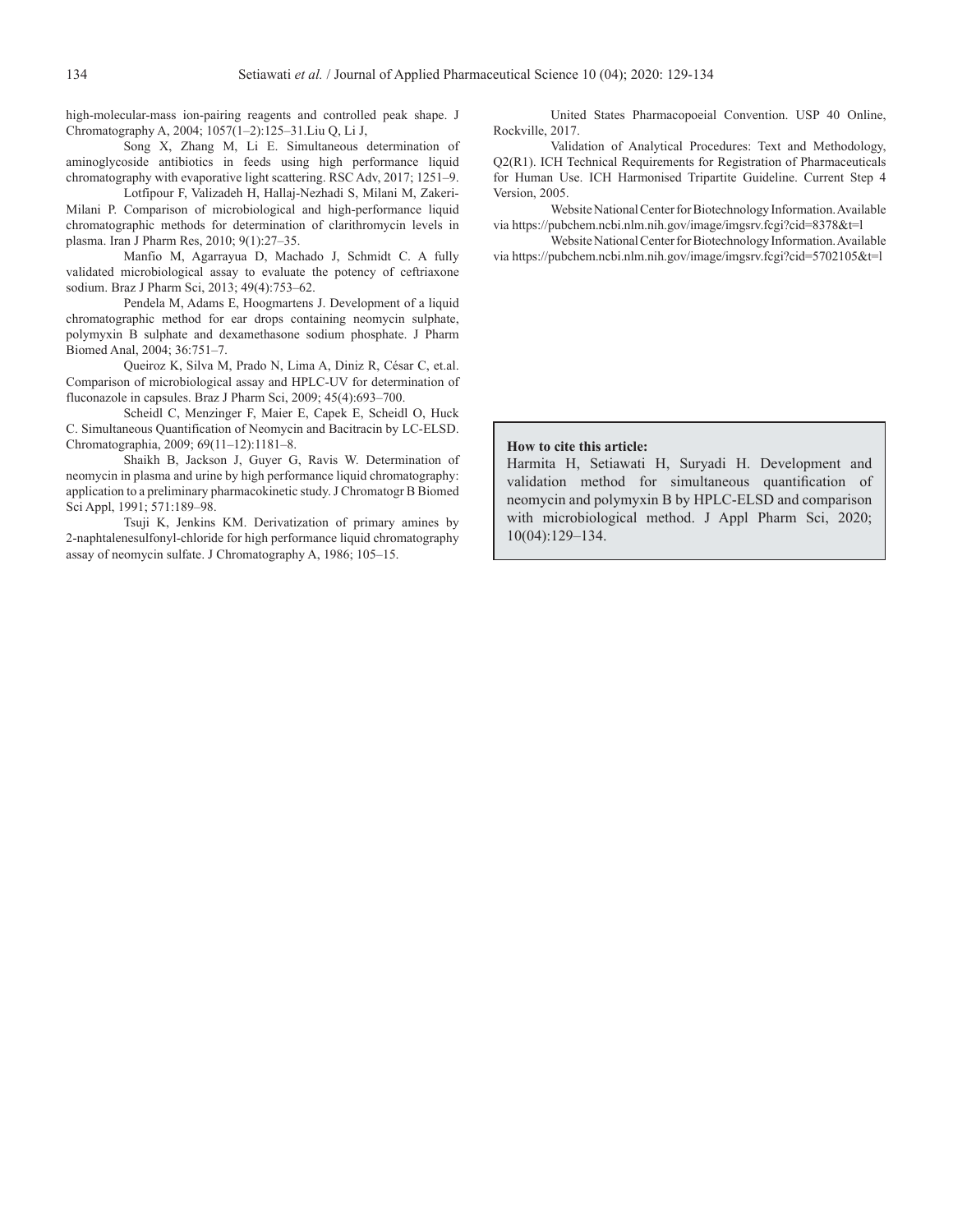high-molecular-mass ion-pairing reagents and controlled peak shape. J Chromatography A, 2004; 1057(1–2):125–31.Liu Q, Li J,

Song X, Zhang M, Li E. Simultaneous determination of aminoglycoside antibiotics in feeds using high performance liquid chromatography with evaporative light scattering. RSC Adv, 2017; 1251–9.

Lotfipour F, Valizadeh H, Hallaj-Nezhadi S, Milani M, Zakeri-Milani P. Comparison of microbiological and high-performance liquid chromatographic methods for determination of clarithromycin levels in plasma. Iran J Pharm Res, 2010; 9(1):27–35.

Manfio M, Agarrayua D, Machado J, Schmidt C. A fully validated microbiological assay to evaluate the potency of ceftriaxone sodium. Braz J Pharm Sci, 2013; 49(4):753–62.

Pendela M, Adams E, Hoogmartens J. Development of a liquid chromatographic method for ear drops containing neomycin sulphate, polymyxin B sulphate and dexamethasone sodium phosphate. J Pharm Biomed Anal, 2004; 36:751–7.

Queiroz K, Silva M, Prado N, Lima A, Diniz R, César C, et.al. Comparison of microbiological assay and HPLC-UV for determination of fluconazole in capsules. Braz J Pharm Sci, 2009; 45(4):693–700.

Scheidl C, Menzinger F, Maier E, Capek E, Scheidl O, Huck C. Simultaneous Quantification of Neomycin and Bacitracin by LC-ELSD. Chromatographia, 2009; 69(11–12):1181–8.

Shaikh B, Jackson J, Guyer G, Ravis W. Determination of neomycin in plasma and urine by high performance liquid chromatography: application to a preliminary pharmacokinetic study. J Chromatogr B Biomed Sci Appl, 1991; 571:189–98.

Tsuji K, Jenkins KM. Derivatization of primary amines by 2-naphtalenesulfonyl-chloride for high performance liquid chromatography assay of neomycin sulfate. J Chromatography A, 1986; 105–15.

United States Pharmacopoeial Convention. USP 40 Online, Rockville, 2017.

Validation of Analytical Procedures: Text and Methodology, Q2(R1). ICH Technical Requirements for Registration of Pharmaceuticals for Human Use. ICH Harmonised Tripartite Guideline. Current Step 4 Version, 2005.

Website National Center for Biotechnology Information. Available via https://pubchem.ncbi.nlm.nih.gov/image/imgsrv.fcgi?cid=8378&t=l

Website National Center for Biotechnology Information. Available via https://pubchem.ncbi.nlm.nih.gov/image/imgsrv.fcgi?cid=5702105&t=l

**How to cite this article:**

Harmita H, Setiawati H, Suryadi H. Development and validation method for simultaneous quantification of neomycin and polymyxin B by HPLC-ELSD and comparison with microbiological method. J Appl Pharm Sci, 2020; 10(04):129–134.